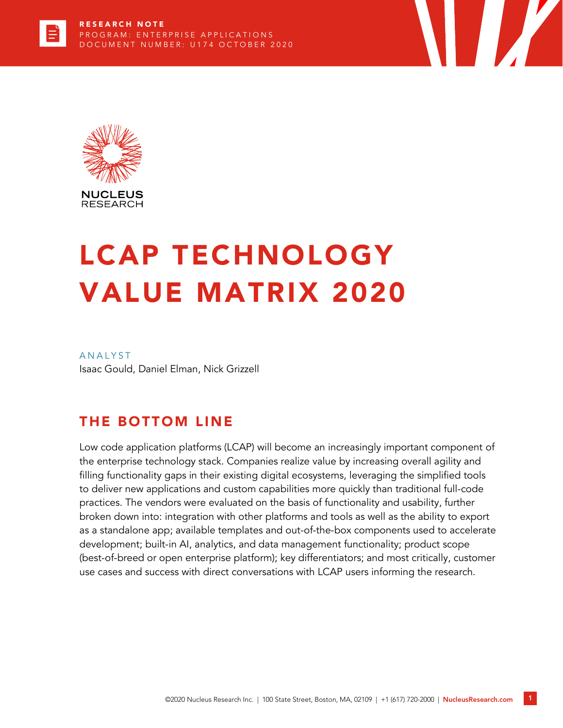RESEARCH NOTE
PROGRAM: ENTERPRISE APPLICATIONS
DOCUMENT NUMBER: U174 OCTOBER 2020

NUCLEUS RESEARCH

# LCAP TECHNOLOGY VALUE MATRIX 2020

ANALYST
Isaac Gould, Daniel Elman, Nick Grizzell

## THE BOTTOM LINE

Low code application platforms (LCAP) will become an increasingly important component of the enterprise technology stack. Companies realize value by increasing overall agility and filling functionality gaps in their existing digital ecosystems, leveraging the simplified tools to deliver new applications and custom capabilities more quickly than traditional full-code practices. The vendors were evaluated on the basis of functionality and usability, further broken down into: integration with other platforms and tools as well as the ability to export as a standalone app; available templates and out-of-the-box components used to accelerate development; built-in AI, analytics, and data management functionality; product scope (best-of-breed or open enterprise platform); key differentiators; and most critically, customer use cases and success with direct conversations with LCAP users informing the research.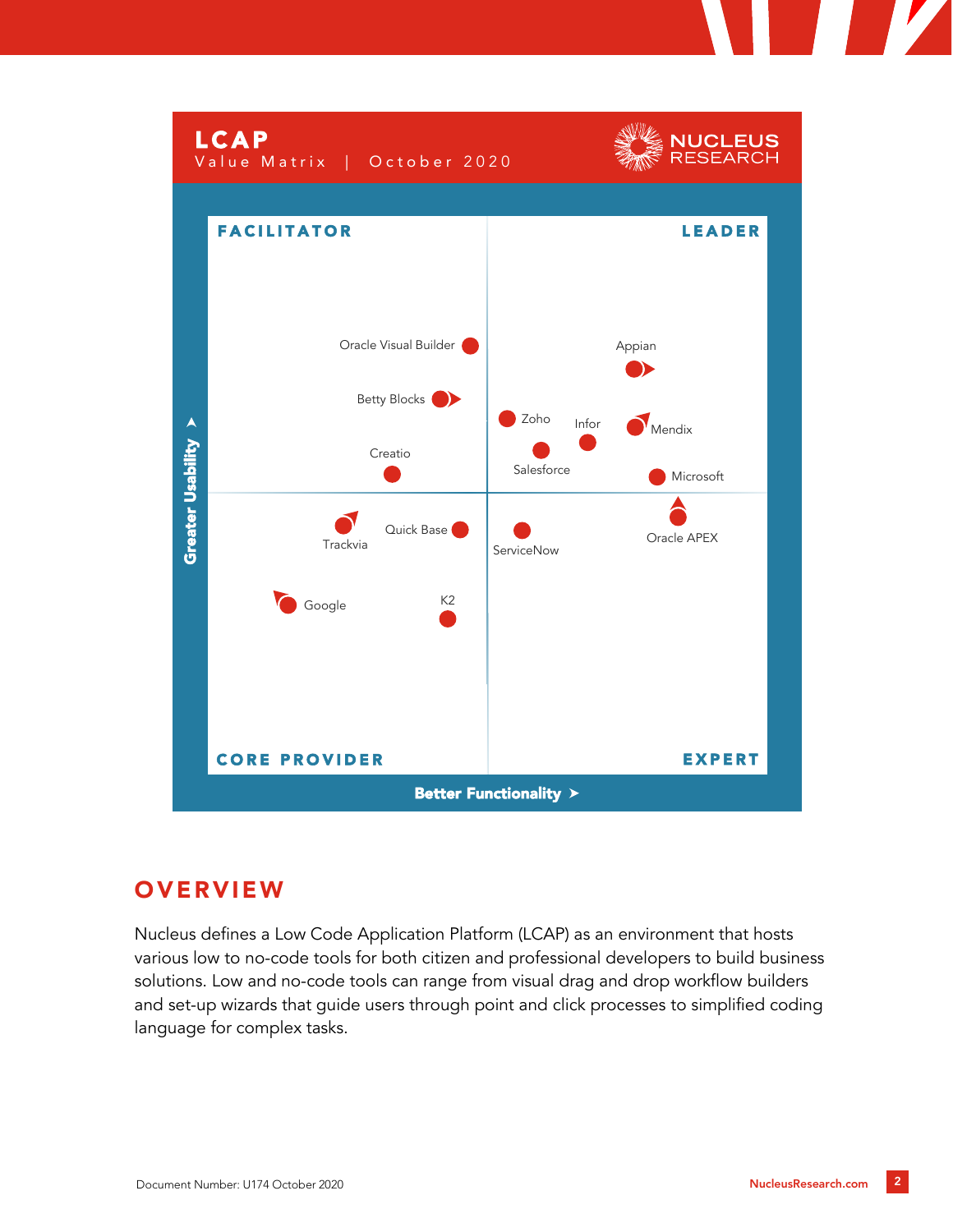**LCAP**
Value Matrix | October 2020

NUCLEUS RESEARCH

FACILITATOR | LEADER

CORE PROVIDER | EXPERT

Greater Usability

Better Functionality

Oracle Visual Builder
Betty Blocks
Creatio
Appian
Zoho
Infor
Mendix
Salesforce
Microsoft
Oracle APEX
Trackvia
Quick Base
ServiceNow
Google
K2

## OVERVIEW

Nucleus defines a Low Code Application Platform (LCAP) as an environment that hosts various low to no-code tools for both citizen and professional developers to build business solutions. Low and no-code tools can range from visual drag and drop workflow builders and set-up wizards that guide users through point and click processes to simplified coding language for complex tasks.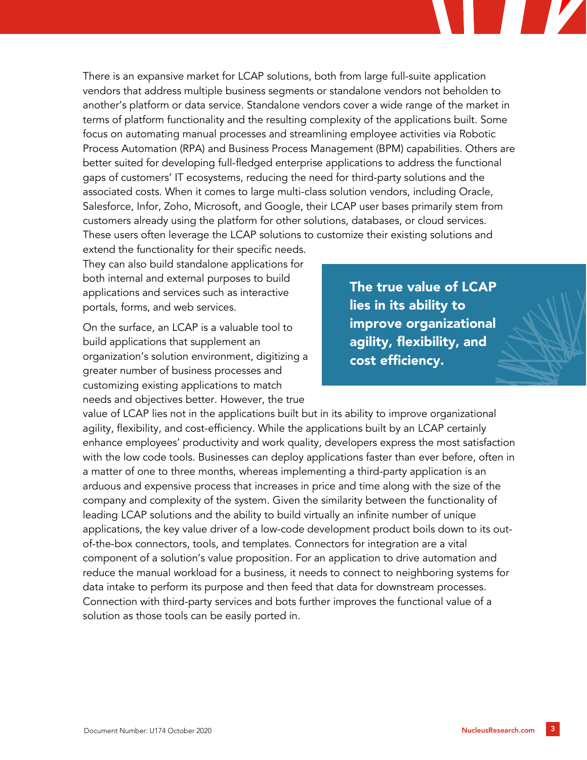There is an expansive market for LCAP solutions, both from large full-suite application vendors that address multiple business segments or standalone vendors not beholden to another's platform or data service. Standalone vendors cover a wide range of the market in terms of platform functionality and the resulting complexity of the applications built. Some focus on automating manual processes and streamlining employee activities via Robotic Process Automation (RPA) and Business Process Management (BPM) capabilities. Others are better suited for developing full-fledged enterprise applications to address the functional gaps of customers' IT ecosystems, reducing the need for third-party solutions and the associated costs. When it comes to large multi-class solution vendors, including Oracle, Salesforce, Infor, Zoho, Microsoft, and Google, their LCAP user bases primarily stem from customers already using the platform for other solutions, databases, or cloud services. These users often leverage the LCAP solutions to customize their existing solutions and extend the functionality for their specific needs. They can also build standalone applications for both internal and external purposes to build applications and services such as interactive portals, forms, and web services.

> **The true value of LCAP lies in its ability to improve organizational agility, flexibility, and cost efficiency.**

On the surface, an LCAP is a valuable tool to build applications that supplement an organization's solution environment, digitizing a greater number of business processes and customizing existing applications to match needs and objectives better. However, the true value of LCAP lies not in the applications built but in its ability to improve organizational agility, flexibility, and cost-efficiency. While the applications built by an LCAP certainly enhance employees' productivity and work quality, developers express the most satisfaction with the low code tools. Businesses can deploy applications faster than ever before, often in a matter of one to three months, whereas implementing a third-party application is an arduous and expensive process that increases in price and time along with the size of the company and complexity of the system. Given the similarity between the functionality of leading LCAP solutions and the ability to build virtually an infinite number of unique applications, the key value driver of a low-code development product boils down to its out-of-the-box connectors, tools, and templates. Connectors for integration are a vital component of a solution's value proposition. For an application to drive automation and reduce the manual workload for a business, it needs to connect to neighboring systems for data intake to perform its purpose and then feed that data for downstream processes. Connection with third-party services and bots further improves the functional value of a solution as those tools can be easily ported in.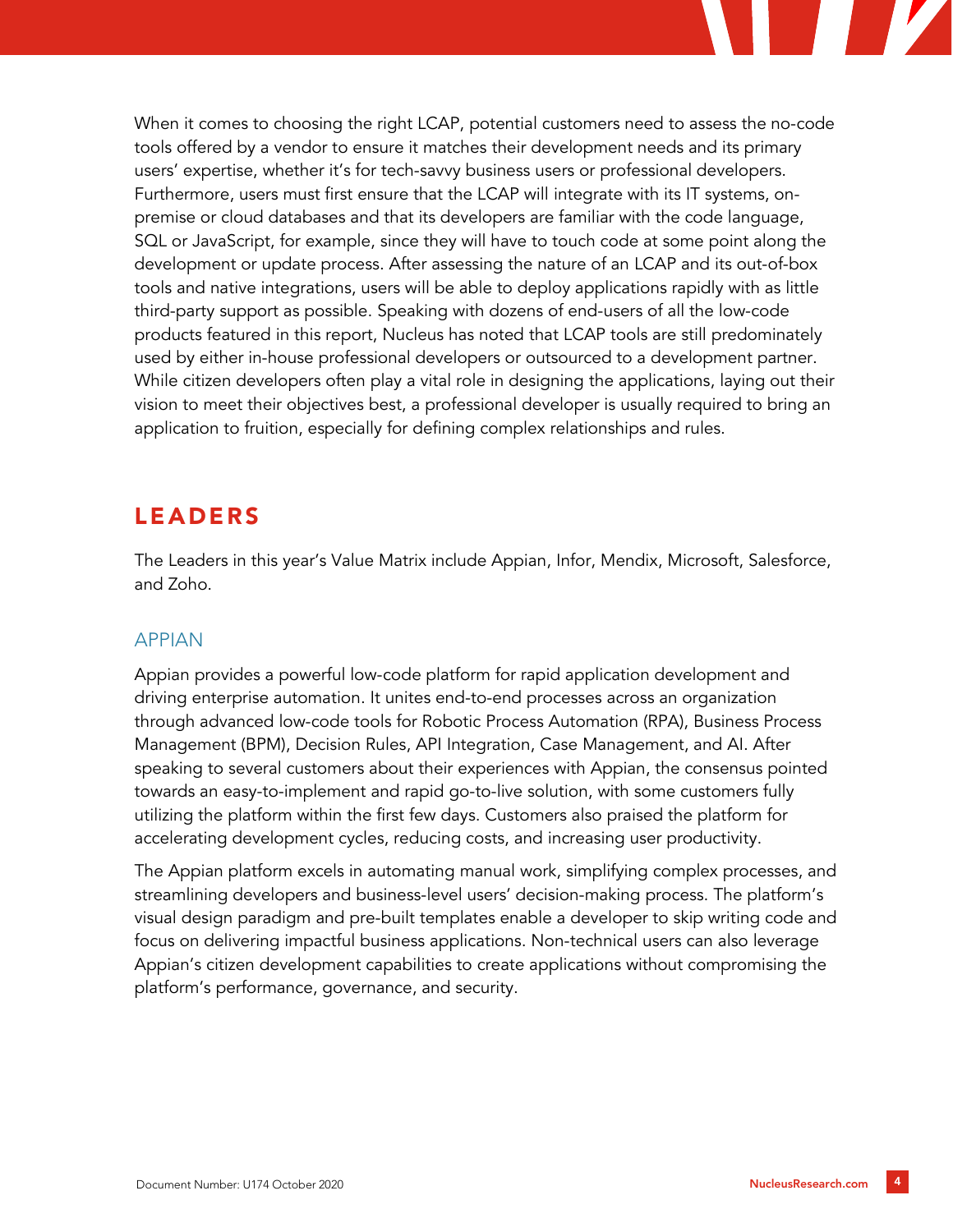When it comes to choosing the right LCAP, potential customers need to assess the no-code tools offered by a vendor to ensure it matches their development needs and its primary users' expertise, whether it's for tech-savvy business users or professional developers. Furthermore, users must first ensure that the LCAP will integrate with its IT systems, on-premise or cloud databases and that its developers are familiar with the code language, SQL or JavaScript, for example, since they will have to touch code at some point along the development or update process. After assessing the nature of an LCAP and its out-of-box tools and native integrations, users will be able to deploy applications rapidly with as little third-party support as possible. Speaking with dozens of end-users of all the low-code products featured in this report, Nucleus has noted that LCAP tools are still predominately used by either in-house professional developers or outsourced to a development partner. While citizen developers often play a vital role in designing the applications, laying out their vision to meet their objectives best, a professional developer is usually required to bring an application to fruition, especially for defining complex relationships and rules.

## LEADERS

The Leaders in this year's Value Matrix include Appian, Infor, Mendix, Microsoft, Salesforce, and Zoho.

### APPIAN

Appian provides a powerful low-code platform for rapid application development and driving enterprise automation. It unites end-to-end processes across an organization through advanced low-code tools for Robotic Process Automation (RPA), Business Process Management (BPM), Decision Rules, API Integration, Case Management, and AI. After speaking to several customers about their experiences with Appian, the consensus pointed towards an easy-to-implement and rapid go-to-live solution, with some customers fully utilizing the platform within the first few days. Customers also praised the platform for accelerating development cycles, reducing costs, and increasing user productivity.

The Appian platform excels in automating manual work, simplifying complex processes, and streamlining developers and business-level users' decision-making process. The platform's visual design paradigm and pre-built templates enable a developer to skip writing code and focus on delivering impactful business applications. Non-technical users can also leverage Appian's citizen development capabilities to create applications without compromising the platform's performance, governance, and security.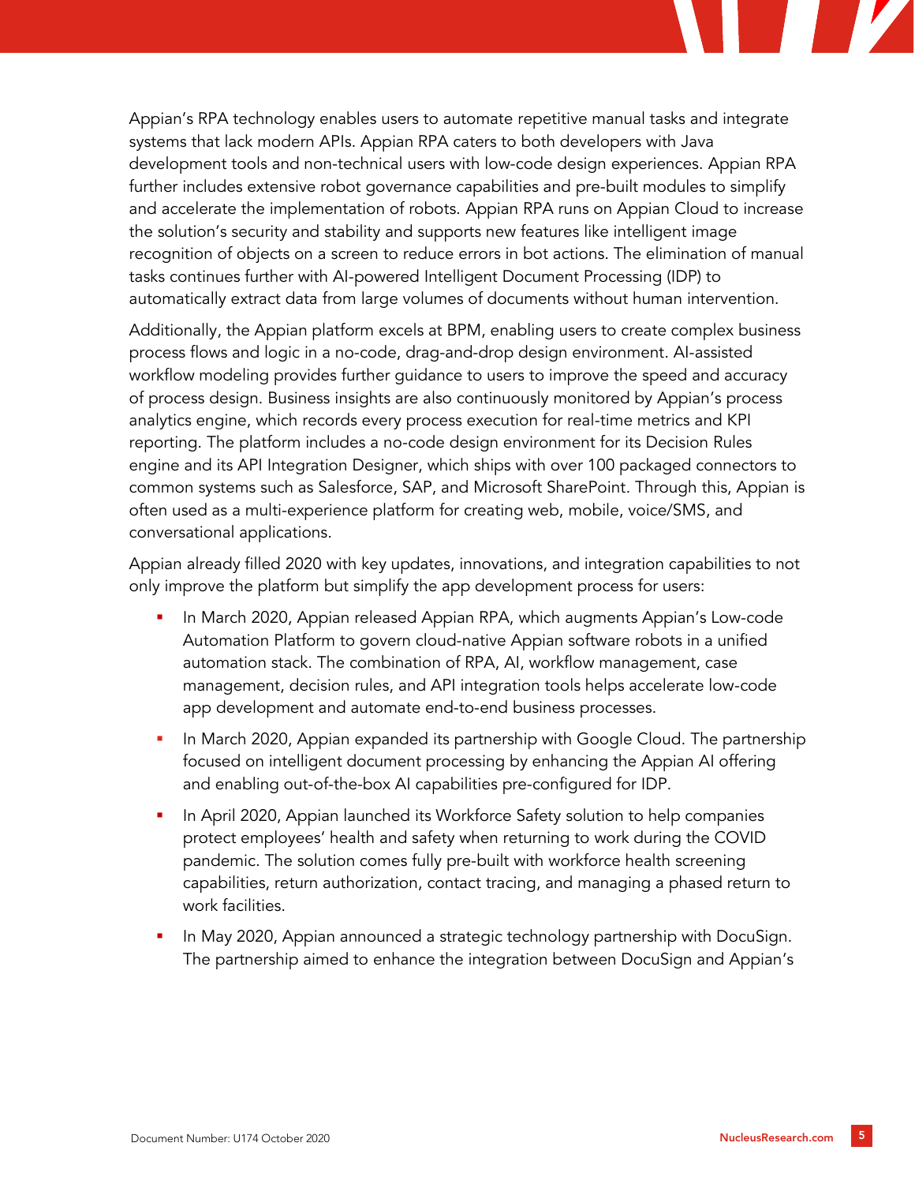Appian's RPA technology enables users to automate repetitive manual tasks and integrate systems that lack modern APIs. Appian RPA caters to both developers with Java development tools and non-technical users with low-code design experiences. Appian RPA further includes extensive robot governance capabilities and pre-built modules to simplify and accelerate the implementation of robots. Appian RPA runs on Appian Cloud to increase the solution's security and stability and supports new features like intelligent image recognition of objects on a screen to reduce errors in bot actions. The elimination of manual tasks continues further with AI-powered Intelligent Document Processing (IDP) to automatically extract data from large volumes of documents without human intervention.

Additionally, the Appian platform excels at BPM, enabling users to create complex business process flows and logic in a no-code, drag-and-drop design environment. AI-assisted workflow modeling provides further guidance to users to improve the speed and accuracy of process design. Business insights are also continuously monitored by Appian's process analytics engine, which records every process execution for real-time metrics and KPI reporting. The platform includes a no-code design environment for its Decision Rules engine and its API Integration Designer, which ships with over 100 packaged connectors to common systems such as Salesforce, SAP, and Microsoft SharePoint. Through this, Appian is often used as a multi-experience platform for creating web, mobile, voice/SMS, and conversational applications.

Appian already filled 2020 with key updates, innovations, and integration capabilities to not only improve the platform but simplify the app development process for users:

- In March 2020, Appian released Appian RPA, which augments Appian's Low-code Automation Platform to govern cloud-native Appian software robots in a unified automation stack. The combination of RPA, AI, workflow management, case management, decision rules, and API integration tools helps accelerate low-code app development and automate end-to-end business processes.
- In March 2020, Appian expanded its partnership with Google Cloud. The partnership focused on intelligent document processing by enhancing the Appian AI offering and enabling out-of-the-box AI capabilities pre-configured for IDP.
- In April 2020, Appian launched its Workforce Safety solution to help companies protect employees' health and safety when returning to work during the COVID pandemic. The solution comes fully pre-built with workforce health screening capabilities, return authorization, contact tracing, and managing a phased return to work facilities.
- In May 2020, Appian announced a strategic technology partnership with DocuSign. The partnership aimed to enhance the integration between DocuSign and Appian's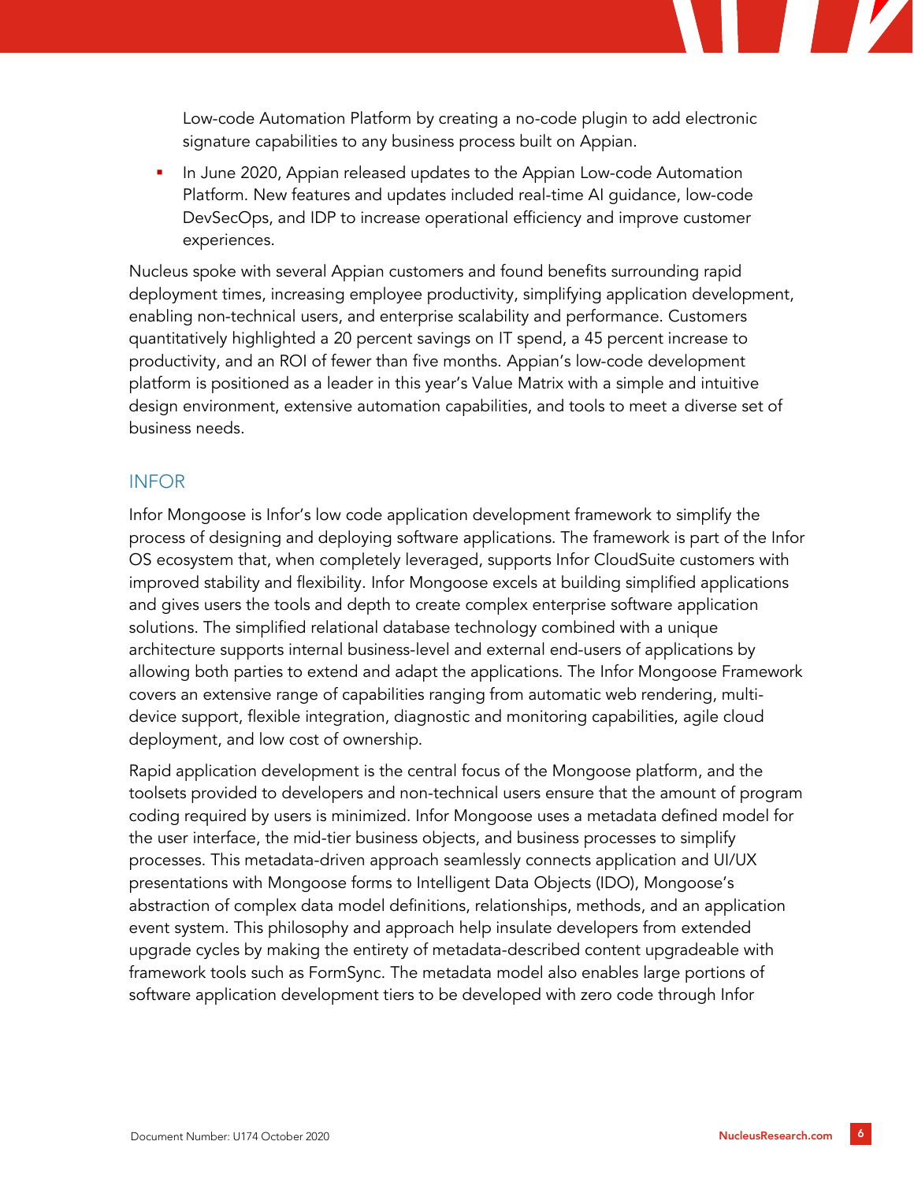Low-code Automation Platform by creating a no-code plugin to add electronic signature capabilities to any business process built on Appian.

- In June 2020, Appian released updates to the Appian Low-code Automation Platform. New features and updates included real-time AI guidance, low-code DevSecOps, and IDP to increase operational efficiency and improve customer experiences.

Nucleus spoke with several Appian customers and found benefits surrounding rapid deployment times, increasing employee productivity, simplifying application development, enabling non-technical users, and enterprise scalability and performance. Customers quantitatively highlighted a 20 percent savings on IT spend, a 45 percent increase to productivity, and an ROI of fewer than five months. Appian's low-code development platform is positioned as a leader in this year's Value Matrix with a simple and intuitive design environment, extensive automation capabilities, and tools to meet a diverse set of business needs.

## INFOR

Infor Mongoose is Infor's low code application development framework to simplify the process of designing and deploying software applications. The framework is part of the Infor OS ecosystem that, when completely leveraged, supports Infor CloudSuite customers with improved stability and flexibility. Infor Mongoose excels at building simplified applications and gives users the tools and depth to create complex enterprise software application solutions. The simplified relational database technology combined with a unique architecture supports internal business-level and external end-users of applications by allowing both parties to extend and adapt the applications. The Infor Mongoose Framework covers an extensive range of capabilities ranging from automatic web rendering, multi-device support, flexible integration, diagnostic and monitoring capabilities, agile cloud deployment, and low cost of ownership.

Rapid application development is the central focus of the Mongoose platform, and the toolsets provided to developers and non-technical users ensure that the amount of program coding required by users is minimized. Infor Mongoose uses a metadata defined model for the user interface, the mid-tier business objects, and business processes to simplify processes. This metadata-driven approach seamlessly connects application and UI/UX presentations with Mongoose forms to Intelligent Data Objects (IDO), Mongoose's abstraction of complex data model definitions, relationships, methods, and an application event system. This philosophy and approach help insulate developers from extended upgrade cycles by making the entirety of metadata-described content upgradeable with framework tools such as FormSync. The metadata model also enables large portions of software application development tiers to be developed with zero code through Infor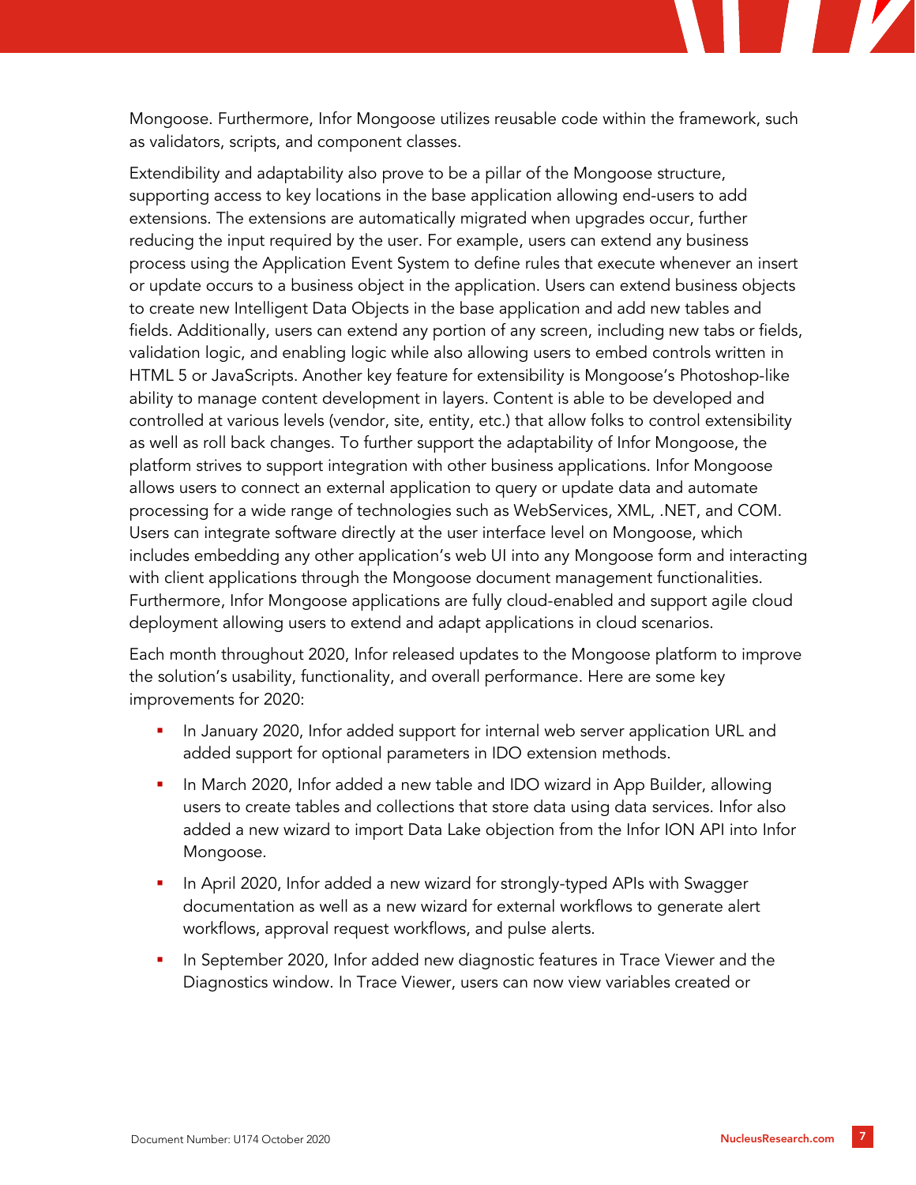Mongoose. Furthermore, Infor Mongoose utilizes reusable code within the framework, such as validators, scripts, and component classes.

Extendibility and adaptability also prove to be a pillar of the Mongoose structure, supporting access to key locations in the base application allowing end-users to add extensions. The extensions are automatically migrated when upgrades occur, further reducing the input required by the user. For example, users can extend any business process using the Application Event System to define rules that execute whenever an insert or update occurs to a business object in the application. Users can extend business objects to create new Intelligent Data Objects in the base application and add new tables and fields. Additionally, users can extend any portion of any screen, including new tabs or fields, validation logic, and enabling logic while also allowing users to embed controls written in HTML 5 or JavaScripts. Another key feature for extensibility is Mongoose's Photoshop-like ability to manage content development in layers. Content is able to be developed and controlled at various levels (vendor, site, entity, etc.) that allow folks to control extensibility as well as roll back changes. To further support the adaptability of Infor Mongoose, the platform strives to support integration with other business applications. Infor Mongoose allows users to connect an external application to query or update data and automate processing for a wide range of technologies such as WebServices, XML, .NET, and COM. Users can integrate software directly at the user interface level on Mongoose, which includes embedding any other application's web UI into any Mongoose form and interacting with client applications through the Mongoose document management functionalities. Furthermore, Infor Mongoose applications are fully cloud-enabled and support agile cloud deployment allowing users to extend and adapt applications in cloud scenarios.

Each month throughout 2020, Infor released updates to the Mongoose platform to improve the solution's usability, functionality, and overall performance. Here are some key improvements for 2020:

- In January 2020, Infor added support for internal web server application URL and added support for optional parameters in IDO extension methods.
- In March 2020, Infor added a new table and IDO wizard in App Builder, allowing users to create tables and collections that store data using data services. Infor also added a new wizard to import Data Lake objection from the Infor ION API into Infor Mongoose.
- In April 2020, Infor added a new wizard for strongly-typed APIs with Swagger documentation as well as a new wizard for external workflows to generate alert workflows, approval request workflows, and pulse alerts.
- In September 2020, Infor added new diagnostic features in Trace Viewer and the Diagnostics window. In Trace Viewer, users can now view variables created or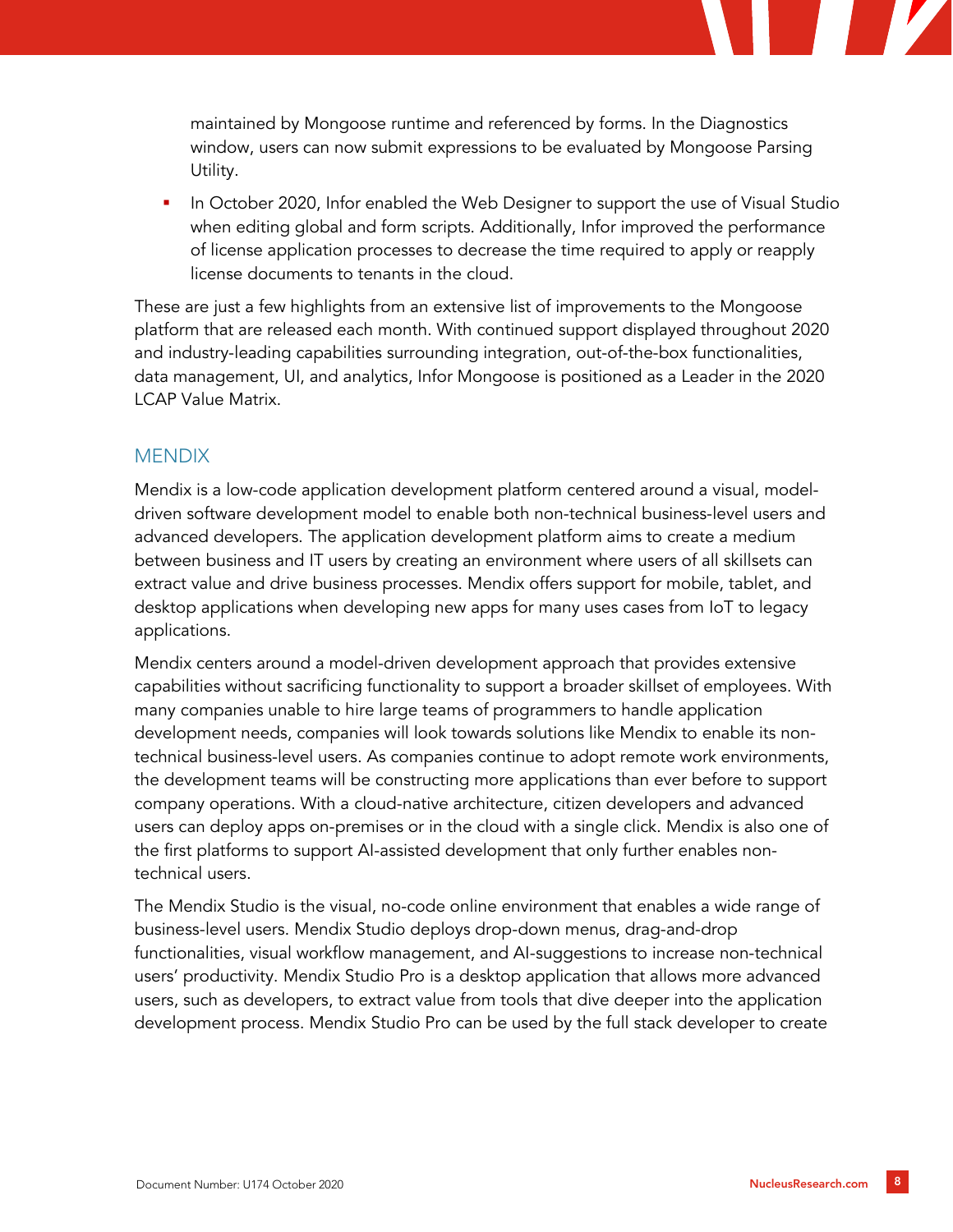maintained by Mongoose runtime and referenced by forms. In the Diagnostics window, users can now submit expressions to be evaluated by Mongoose Parsing Utility.

- In October 2020, Infor enabled the Web Designer to support the use of Visual Studio when editing global and form scripts. Additionally, Infor improved the performance of license application processes to decrease the time required to apply or reapply license documents to tenants in the cloud.

These are just a few highlights from an extensive list of improvements to the Mongoose platform that are released each month. With continued support displayed throughout 2020 and industry-leading capabilities surrounding integration, out-of-the-box functionalities, data management, UI, and analytics, Infor Mongoose is positioned as a Leader in the 2020 LCAP Value Matrix.

## MENDIX

Mendix is a low-code application development platform centered around a visual, model-driven software development model to enable both non-technical business-level users and advanced developers. The application development platform aims to create a medium between business and IT users by creating an environment where users of all skillsets can extract value and drive business processes. Mendix offers support for mobile, tablet, and desktop applications when developing new apps for many uses cases from IoT to legacy applications.

Mendix centers around a model-driven development approach that provides extensive capabilities without sacrificing functionality to support a broader skillset of employees. With many companies unable to hire large teams of programmers to handle application development needs, companies will look towards solutions like Mendix to enable its non-technical business-level users. As companies continue to adopt remote work environments, the development teams will be constructing more applications than ever before to support company operations. With a cloud-native architecture, citizen developers and advanced users can deploy apps on-premises or in the cloud with a single click. Mendix is also one of the first platforms to support AI-assisted development that only further enables non-technical users.

The Mendix Studio is the visual, no-code online environment that enables a wide range of business-level users. Mendix Studio deploys drop-down menus, drag-and-drop functionalities, visual workflow management, and AI-suggestions to increase non-technical users' productivity. Mendix Studio Pro is a desktop application that allows more advanced users, such as developers, to extract value from tools that dive deeper into the application development process. Mendix Studio Pro can be used by the full stack developer to create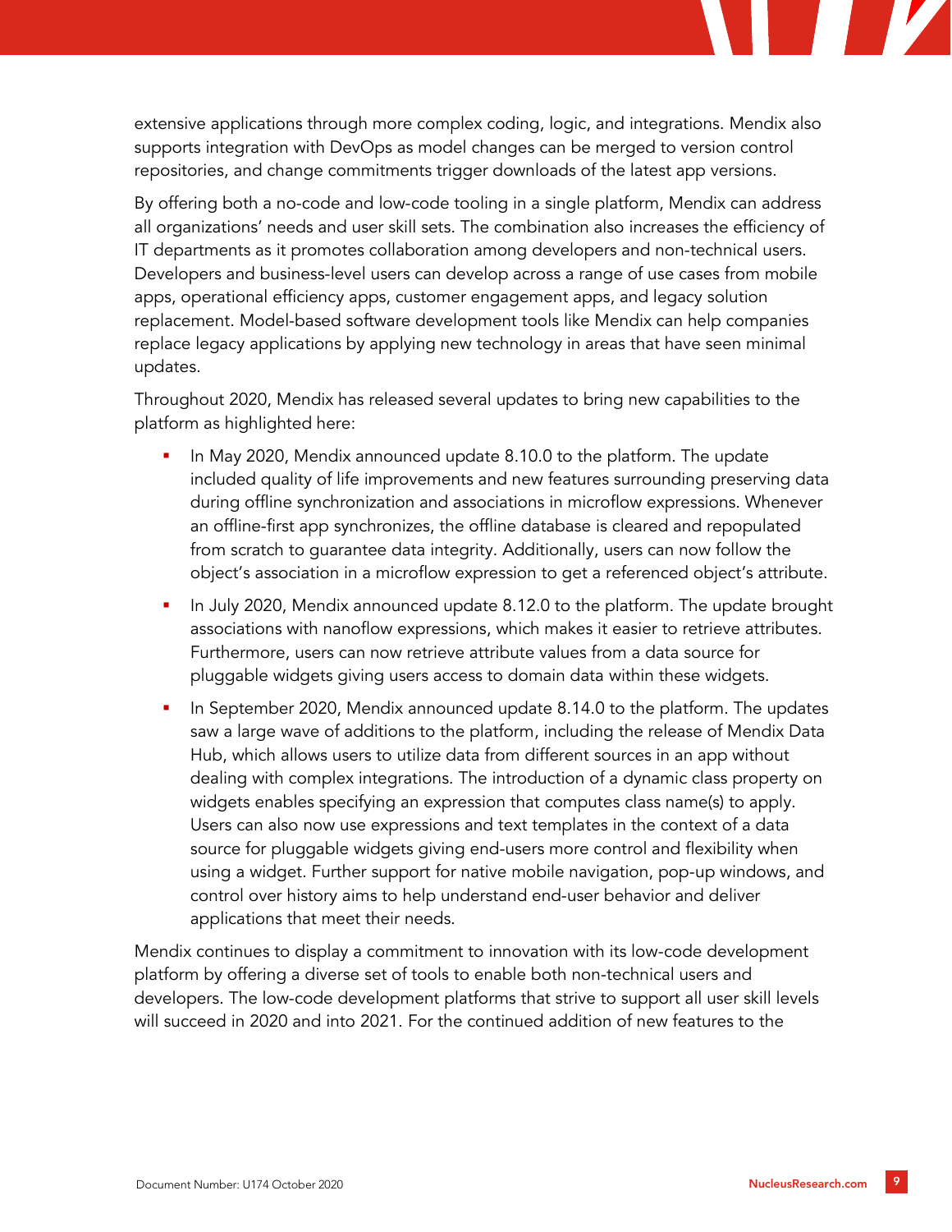extensive applications through more complex coding, logic, and integrations. Mendix also supports integration with DevOps as model changes can be merged to version control repositories, and change commitments trigger downloads of the latest app versions.

By offering both a no-code and low-code tooling in a single platform, Mendix can address all organizations' needs and user skill sets. The combination also increases the efficiency of IT departments as it promotes collaboration among developers and non-technical users. Developers and business-level users can develop across a range of use cases from mobile apps, operational efficiency apps, customer engagement apps, and legacy solution replacement. Model-based software development tools like Mendix can help companies replace legacy applications by applying new technology in areas that have seen minimal updates.

Throughout 2020, Mendix has released several updates to bring new capabilities to the platform as highlighted here:

- In May 2020, Mendix announced update 8.10.0 to the platform. The update included quality of life improvements and new features surrounding preserving data during offline synchronization and associations in microflow expressions. Whenever an offline-first app synchronizes, the offline database is cleared and repopulated from scratch to guarantee data integrity. Additionally, users can now follow the object's association in a microflow expression to get a referenced object's attribute.
- In July 2020, Mendix announced update 8.12.0 to the platform. The update brought associations with nanoflow expressions, which makes it easier to retrieve attributes. Furthermore, users can now retrieve attribute values from a data source for pluggable widgets giving users access to domain data within these widgets.
- In September 2020, Mendix announced update 8.14.0 to the platform. The updates saw a large wave of additions to the platform, including the release of Mendix Data Hub, which allows users to utilize data from different sources in an app without dealing with complex integrations. The introduction of a dynamic class property on widgets enables specifying an expression that computes class name(s) to apply. Users can also now use expressions and text templates in the context of a data source for pluggable widgets giving end-users more control and flexibility when using a widget. Further support for native mobile navigation, pop-up windows, and control over history aims to help understand end-user behavior and deliver applications that meet their needs.

Mendix continues to display a commitment to innovation with its low-code development platform by offering a diverse set of tools to enable both non-technical users and developers. The low-code development platforms that strive to support all user skill levels will succeed in 2020 and into 2021. For the continued addition of new features to the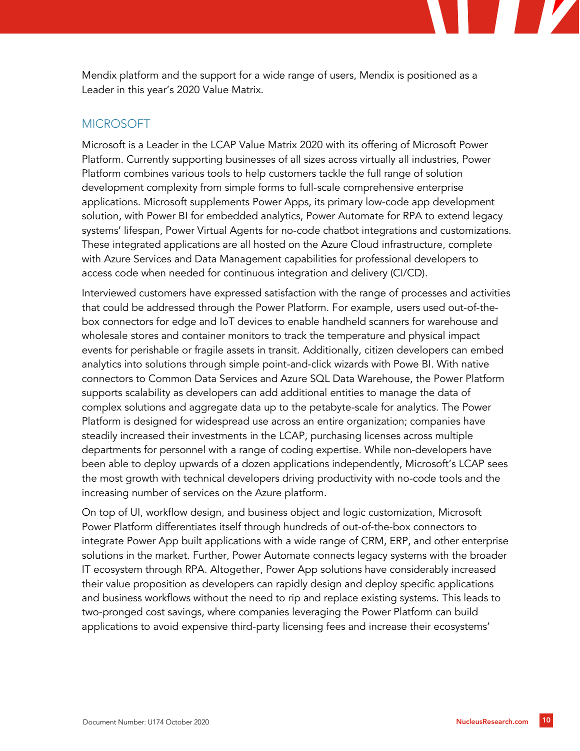Mendix platform and the support for a wide range of users, Mendix is positioned as a Leader in this year's 2020 Value Matrix.

## MICROSOFT

Microsoft is a Leader in the LCAP Value Matrix 2020 with its offering of Microsoft Power Platform. Currently supporting businesses of all sizes across virtually all industries, Power Platform combines various tools to help customers tackle the full range of solution development complexity from simple forms to full-scale comprehensive enterprise applications. Microsoft supplements Power Apps, its primary low-code app development solution, with Power BI for embedded analytics, Power Automate for RPA to extend legacy systems' lifespan, Power Virtual Agents for no-code chatbot integrations and customizations. These integrated applications are all hosted on the Azure Cloud infrastructure, complete with Azure Services and Data Management capabilities for professional developers to access code when needed for continuous integration and delivery (CI/CD).

Interviewed customers have expressed satisfaction with the range of processes and activities that could be addressed through the Power Platform. For example, users used out-of-the-box connectors for edge and IoT devices to enable handheld scanners for warehouse and wholesale stores and container monitors to track the temperature and physical impact events for perishable or fragile assets in transit. Additionally, citizen developers can embed analytics into solutions through simple point-and-click wizards with Powe BI. With native connectors to Common Data Services and Azure SQL Data Warehouse, the Power Platform supports scalability as developers can add additional entities to manage the data of complex solutions and aggregate data up to the petabyte-scale for analytics. The Power Platform is designed for widespread use across an entire organization; companies have steadily increased their investments in the LCAP, purchasing licenses across multiple departments for personnel with a range of coding expertise. While non-developers have been able to deploy upwards of a dozen applications independently, Microsoft's LCAP sees the most growth with technical developers driving productivity with no-code tools and the increasing number of services on the Azure platform.

On top of UI, workflow design, and business object and logic customization, Microsoft Power Platform differentiates itself through hundreds of out-of-the-box connectors to integrate Power App built applications with a wide range of CRM, ERP, and other enterprise solutions in the market. Further, Power Automate connects legacy systems with the broader IT ecosystem through RPA. Altogether, Power App solutions have considerably increased their value proposition as developers can rapidly design and deploy specific applications and business workflows without the need to rip and replace existing systems. This leads to two-pronged cost savings, where companies leveraging the Power Platform can build applications to avoid expensive third-party licensing fees and increase their ecosystems'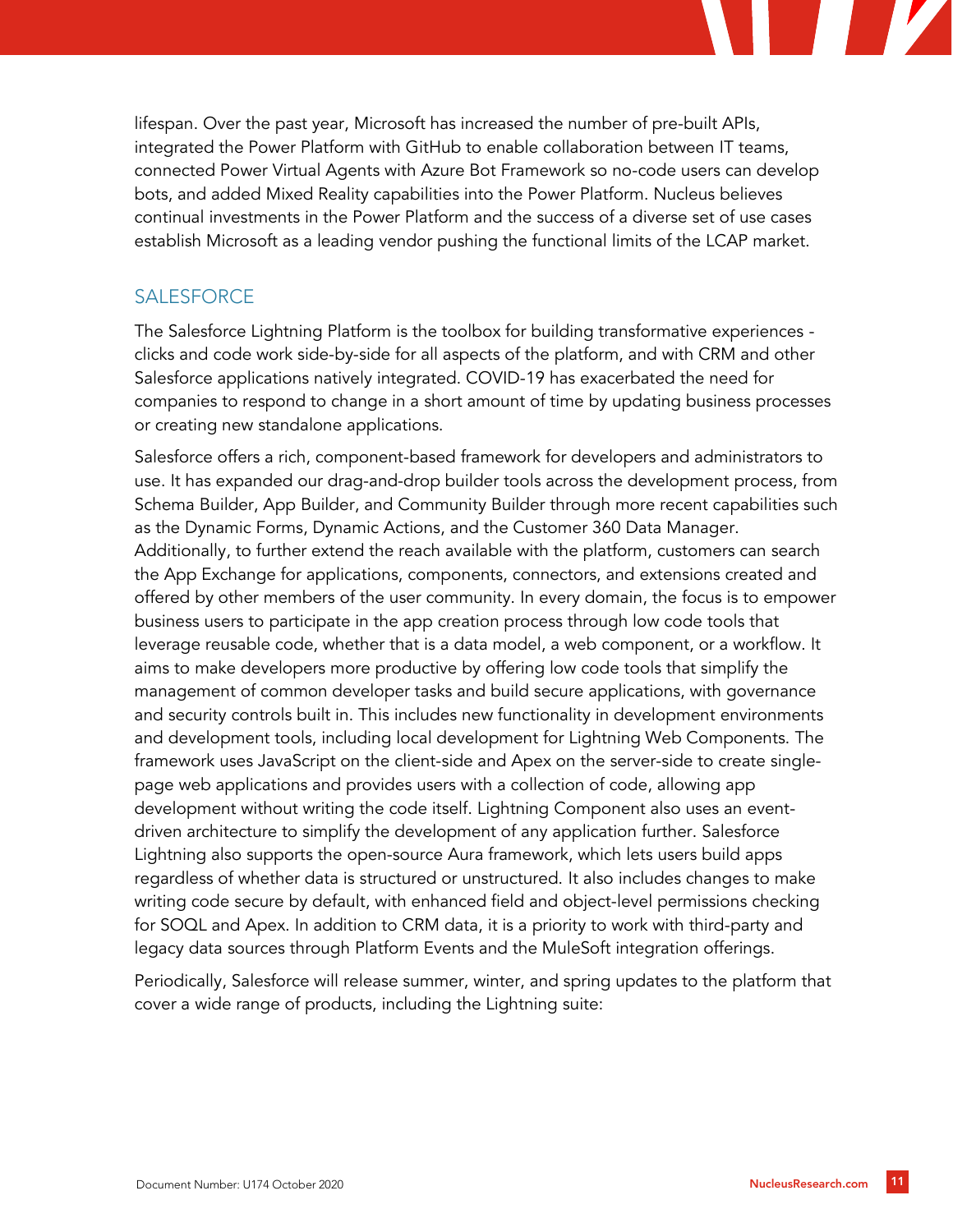lifespan. Over the past year, Microsoft has increased the number of pre-built APIs, integrated the Power Platform with GitHub to enable collaboration between IT teams, connected Power Virtual Agents with Azure Bot Framework so no-code users can develop bots, and added Mixed Reality capabilities into the Power Platform. Nucleus believes continual investments in the Power Platform and the success of a diverse set of use cases establish Microsoft as a leading vendor pushing the functional limits of the LCAP market.

## SALESFORCE

The Salesforce Lightning Platform is the toolbox for building transformative experiences - clicks and code work side-by-side for all aspects of the platform, and with CRM and other Salesforce applications natively integrated. COVID-19 has exacerbated the need for companies to respond to change in a short amount of time by updating business processes or creating new standalone applications.

Salesforce offers a rich, component-based framework for developers and administrators to use. It has expanded our drag-and-drop builder tools across the development process, from Schema Builder, App Builder, and Community Builder through more recent capabilities such as the Dynamic Forms, Dynamic Actions, and the Customer 360 Data Manager. Additionally, to further extend the reach available with the platform, customers can search the App Exchange for applications, components, connectors, and extensions created and offered by other members of the user community. In every domain, the focus is to empower business users to participate in the app creation process through low code tools that leverage reusable code, whether that is a data model, a web component, or a workflow. It aims to make developers more productive by offering low code tools that simplify the management of common developer tasks and build secure applications, with governance and security controls built in. This includes new functionality in development environments and development tools, including local development for Lightning Web Components. The framework uses JavaScript on the client-side and Apex on the server-side to create single-page web applications and provides users with a collection of code, allowing app development without writing the code itself. Lightning Component also uses an event-driven architecture to simplify the development of any application further. Salesforce Lightning also supports the open-source Aura framework, which lets users build apps regardless of whether data is structured or unstructured. It also includes changes to make writing code secure by default, with enhanced field and object-level permissions checking for SOQL and Apex. In addition to CRM data, it is a priority to work with third-party and legacy data sources through Platform Events and the MuleSoft integration offerings.

Periodically, Salesforce will release summer, winter, and spring updates to the platform that cover a wide range of products, including the Lightning suite: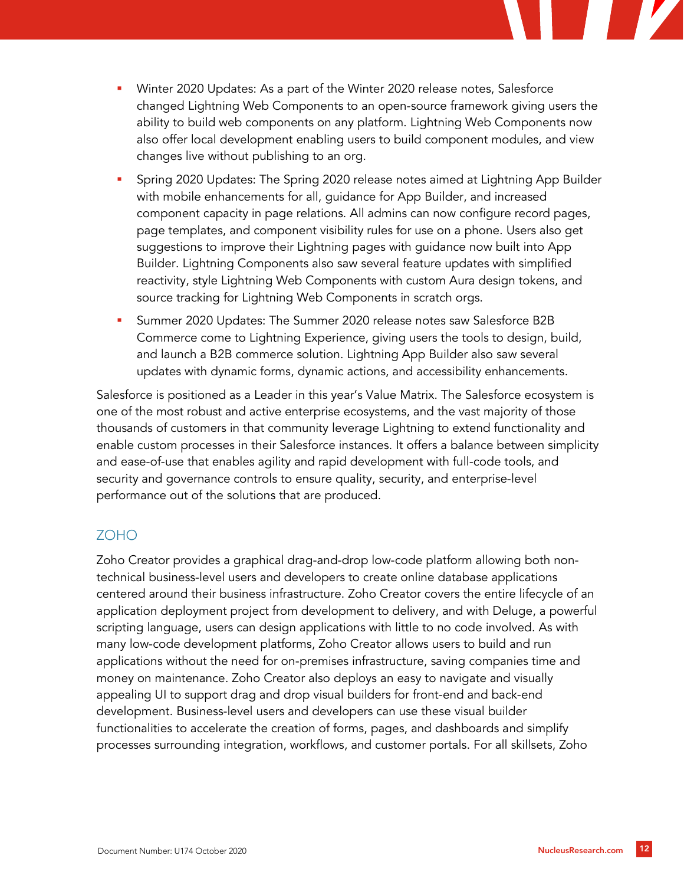- Winter 2020 Updates: As a part of the Winter 2020 release notes, Salesforce changed Lightning Web Components to an open-source framework giving users the ability to build web components on any platform. Lightning Web Components now also offer local development enabling users to build component modules, and view changes live without publishing to an org.
- Spring 2020 Updates: The Spring 2020 release notes aimed at Lightning App Builder with mobile enhancements for all, guidance for App Builder, and increased component capacity in page relations. All admins can now configure record pages, page templates, and component visibility rules for use on a phone. Users also get suggestions to improve their Lightning pages with guidance now built into App Builder. Lightning Components also saw several feature updates with simplified reactivity, style Lightning Web Components with custom Aura design tokens, and source tracking for Lightning Web Components in scratch orgs.
- Summer 2020 Updates: The Summer 2020 release notes saw Salesforce B2B Commerce come to Lightning Experience, giving users the tools to design, build, and launch a B2B commerce solution. Lightning App Builder also saw several updates with dynamic forms, dynamic actions, and accessibility enhancements.

Salesforce is positioned as a Leader in this year's Value Matrix. The Salesforce ecosystem is one of the most robust and active enterprise ecosystems, and the vast majority of those thousands of customers in that community leverage Lightning to extend functionality and enable custom processes in their Salesforce instances. It offers a balance between simplicity and ease-of-use that enables agility and rapid development with full-code tools, and security and governance controls to ensure quality, security, and enterprise-level performance out of the solutions that are produced.

## ZOHO

Zoho Creator provides a graphical drag-and-drop low-code platform allowing both non-technical business-level users and developers to create online database applications centered around their business infrastructure. Zoho Creator covers the entire lifecycle of an application deployment project from development to delivery, and with Deluge, a powerful scripting language, users can design applications with little to no code involved. As with many low-code development platforms, Zoho Creator allows users to build and run applications without the need for on-premises infrastructure, saving companies time and money on maintenance. Zoho Creator also deploys an easy to navigate and visually appealing UI to support drag and drop visual builders for front-end and back-end development. Business-level users and developers can use these visual builder functionalities to accelerate the creation of forms, pages, and dashboards and simplify processes surrounding integration, workflows, and customer portals. For all skillsets, Zoho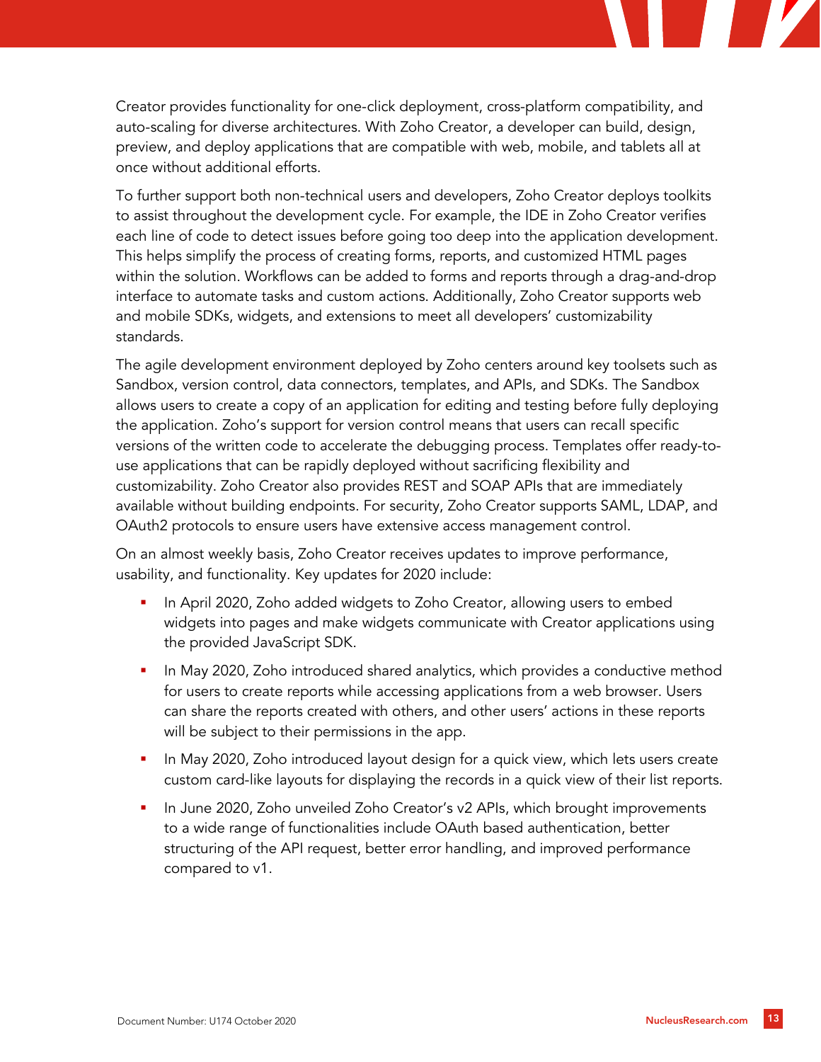Creator provides functionality for one-click deployment, cross-platform compatibility, and auto-scaling for diverse architectures. With Zoho Creator, a developer can build, design, preview, and deploy applications that are compatible with web, mobile, and tablets all at once without additional efforts.

To further support both non-technical users and developers, Zoho Creator deploys toolkits to assist throughout the development cycle. For example, the IDE in Zoho Creator verifies each line of code to detect issues before going too deep into the application development. This helps simplify the process of creating forms, reports, and customized HTML pages within the solution. Workflows can be added to forms and reports through a drag-and-drop interface to automate tasks and custom actions. Additionally, Zoho Creator supports web and mobile SDKs, widgets, and extensions to meet all developers' customizability standards.

The agile development environment deployed by Zoho centers around key toolsets such as Sandbox, version control, data connectors, templates, and APIs, and SDKs. The Sandbox allows users to create a copy of an application for editing and testing before fully deploying the application. Zoho's support for version control means that users can recall specific versions of the written code to accelerate the debugging process. Templates offer ready-to-use applications that can be rapidly deployed without sacrificing flexibility and customizability. Zoho Creator also provides REST and SOAP APIs that are immediately available without building endpoints. For security, Zoho Creator supports SAML, LDAP, and OAuth2 protocols to ensure users have extensive access management control.

On an almost weekly basis, Zoho Creator receives updates to improve performance, usability, and functionality. Key updates for 2020 include:

- In April 2020, Zoho added widgets to Zoho Creator, allowing users to embed widgets into pages and make widgets communicate with Creator applications using the provided JavaScript SDK.
- In May 2020, Zoho introduced shared analytics, which provides a conductive method for users to create reports while accessing applications from a web browser. Users can share the reports created with others, and other users' actions in these reports will be subject to their permissions in the app.
- In May 2020, Zoho introduced layout design for a quick view, which lets users create custom card-like layouts for displaying the records in a quick view of their list reports.
- In June 2020, Zoho unveiled Zoho Creator's v2 APIs, which brought improvements to a wide range of functionalities include OAuth based authentication, better structuring of the API request, better error handling, and improved performance compared to v1.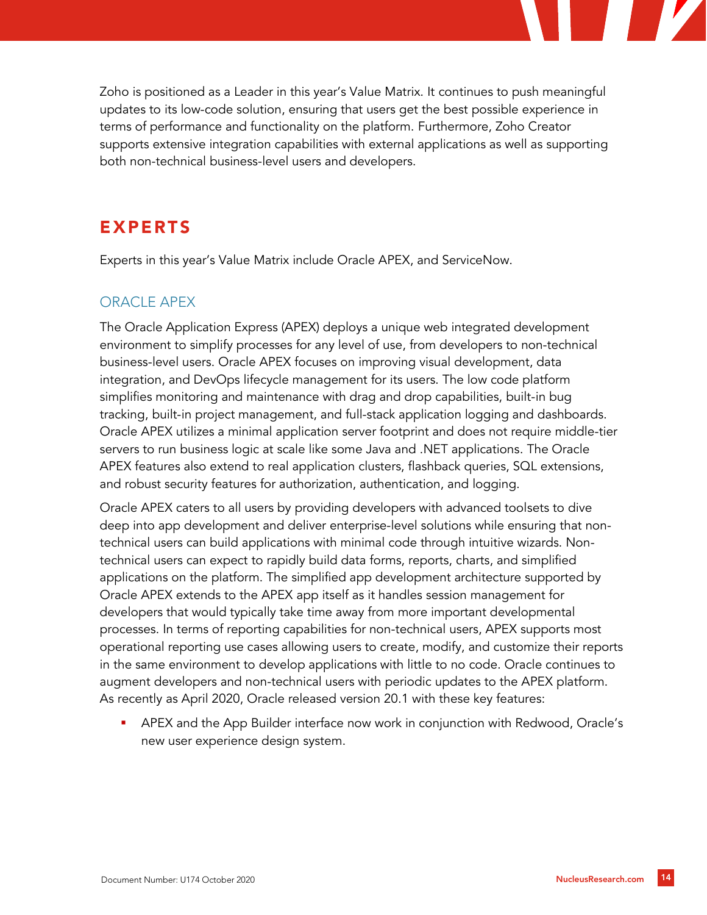Zoho is positioned as a Leader in this year's Value Matrix. It continues to push meaningful updates to its low-code solution, ensuring that users get the best possible experience in terms of performance and functionality on the platform. Furthermore, Zoho Creator supports extensive integration capabilities with external applications as well as supporting both non-technical business-level users and developers.

## EXPERTS

Experts in this year's Value Matrix include Oracle APEX, and ServiceNow.

### ORACLE APEX

The Oracle Application Express (APEX) deploys a unique web integrated development environment to simplify processes for any level of use, from developers to non-technical business-level users. Oracle APEX focuses on improving visual development, data integration, and DevOps lifecycle management for its users. The low code platform simplifies monitoring and maintenance with drag and drop capabilities, built-in bug tracking, built-in project management, and full-stack application logging and dashboards. Oracle APEX utilizes a minimal application server footprint and does not require middle-tier servers to run business logic at scale like some Java and .NET applications. The Oracle APEX features also extend to real application clusters, flashback queries, SQL extensions, and robust security features for authorization, authentication, and logging.

Oracle APEX caters to all users by providing developers with advanced toolsets to dive deep into app development and deliver enterprise-level solutions while ensuring that non-technical users can build applications with minimal code through intuitive wizards. Non-technical users can expect to rapidly build data forms, reports, charts, and simplified applications on the platform. The simplified app development architecture supported by Oracle APEX extends to the APEX app itself as it handles session management for developers that would typically take time away from more important developmental processes. In terms of reporting capabilities for non-technical users, APEX supports most operational reporting use cases allowing users to create, modify, and customize their reports in the same environment to develop applications with little to no code. Oracle continues to augment developers and non-technical users with periodic updates to the APEX platform. As recently as April 2020, Oracle released version 20.1 with these key features:

- APEX and the App Builder interface now work in conjunction with Redwood, Oracle's new user experience design system.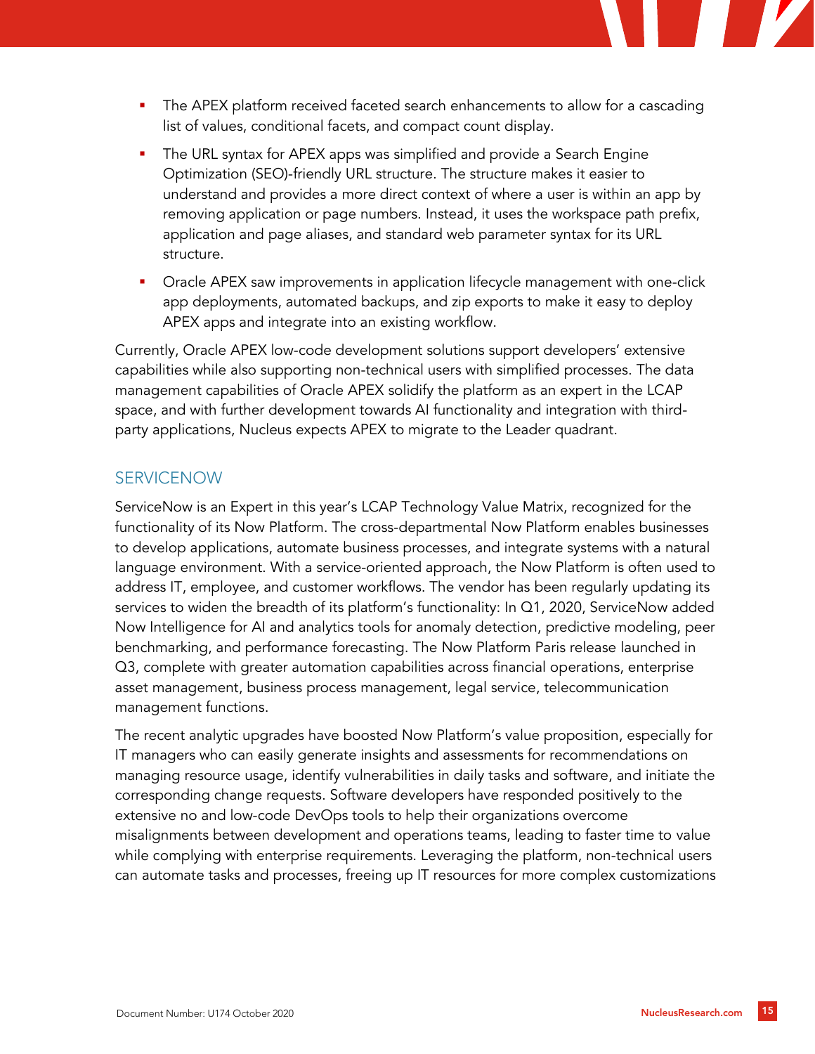- The APEX platform received faceted search enhancements to allow for a cascading list of values, conditional facets, and compact count display.
- The URL syntax for APEX apps was simplified and provide a Search Engine Optimization (SEO)-friendly URL structure. The structure makes it easier to understand and provides a more direct context of where a user is within an app by removing application or page numbers. Instead, it uses the workspace path prefix, application and page aliases, and standard web parameter syntax for its URL structure.
- Oracle APEX saw improvements in application lifecycle management with one-click app deployments, automated backups, and zip exports to make it easy to deploy APEX apps and integrate into an existing workflow.

Currently, Oracle APEX low-code development solutions support developers' extensive capabilities while also supporting non-technical users with simplified processes. The data management capabilities of Oracle APEX solidify the platform as an expert in the LCAP space, and with further development towards AI functionality and integration with third-party applications, Nucleus expects APEX to migrate to the Leader quadrant.

## SERVICENOW

ServiceNow is an Expert in this year's LCAP Technology Value Matrix, recognized for the functionality of its Now Platform. The cross-departmental Now Platform enables businesses to develop applications, automate business processes, and integrate systems with a natural language environment. With a service-oriented approach, the Now Platform is often used to address IT, employee, and customer workflows. The vendor has been regularly updating its services to widen the breadth of its platform's functionality: In Q1, 2020, ServiceNow added Now Intelligence for AI and analytics tools for anomaly detection, predictive modeling, peer benchmarking, and performance forecasting. The Now Platform Paris release launched in Q3, complete with greater automation capabilities across financial operations, enterprise asset management, business process management, legal service, telecommunication management functions.

The recent analytic upgrades have boosted Now Platform's value proposition, especially for IT managers who can easily generate insights and assessments for recommendations on managing resource usage, identify vulnerabilities in daily tasks and software, and initiate the corresponding change requests. Software developers have responded positively to the extensive no and low-code DevOps tools to help their organizations overcome misalignments between development and operations teams, leading to faster time to value while complying with enterprise requirements. Leveraging the platform, non-technical users can automate tasks and processes, freeing up IT resources for more complex customizations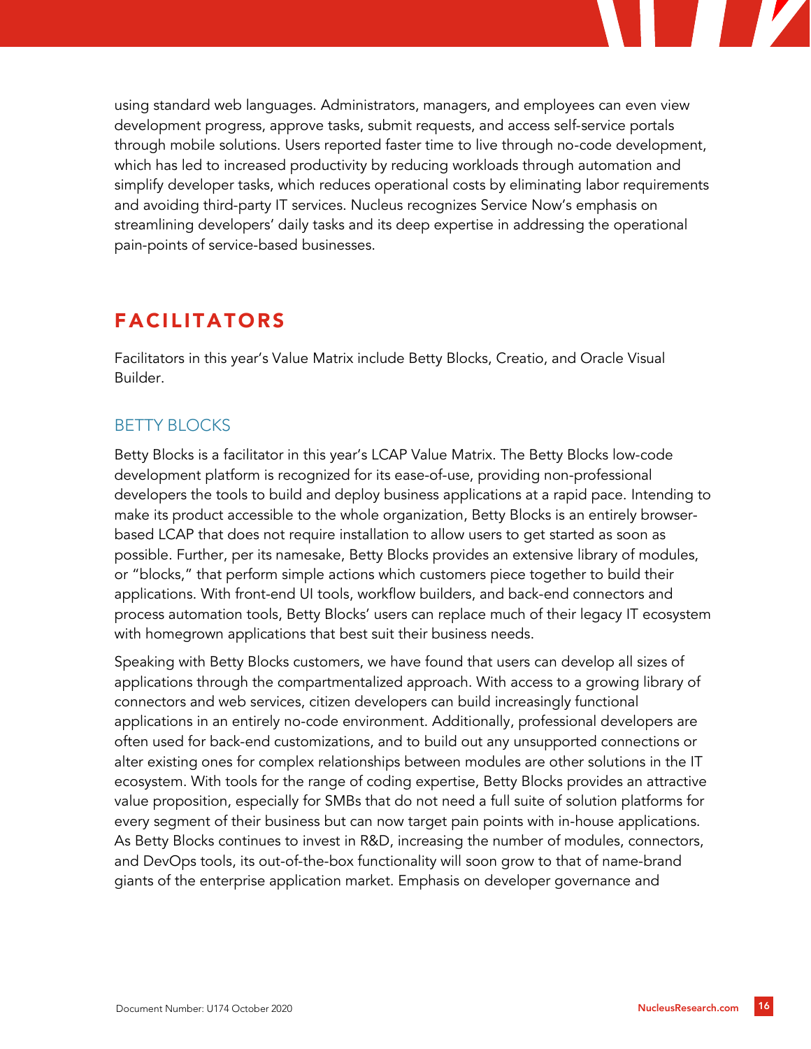using standard web languages. Administrators, managers, and employees can even view development progress, approve tasks, submit requests, and access self-service portals through mobile solutions. Users reported faster time to live through no-code development, which has led to increased productivity by reducing workloads through automation and simplify developer tasks, which reduces operational costs by eliminating labor requirements and avoiding third-party IT services. Nucleus recognizes Service Now's emphasis on streamlining developers' daily tasks and its deep expertise in addressing the operational pain-points of service-based businesses.

## FACILITATORS

Facilitators in this year's Value Matrix include Betty Blocks, Creatio, and Oracle Visual Builder.

### BETTY BLOCKS

Betty Blocks is a facilitator in this year's LCAP Value Matrix. The Betty Blocks low-code development platform is recognized for its ease-of-use, providing non-professional developers the tools to build and deploy business applications at a rapid pace. Intending to make its product accessible to the whole organization, Betty Blocks is an entirely browser-based LCAP that does not require installation to allow users to get started as soon as possible. Further, per its namesake, Betty Blocks provides an extensive library of modules, or "blocks," that perform simple actions which customers piece together to build their applications. With front-end UI tools, workflow builders, and back-end connectors and process automation tools, Betty Blocks' users can replace much of their legacy IT ecosystem with homegrown applications that best suit their business needs.

Speaking with Betty Blocks customers, we have found that users can develop all sizes of applications through the compartmentalized approach. With access to a growing library of connectors and web services, citizen developers can build increasingly functional applications in an entirely no-code environment. Additionally, professional developers are often used for back-end customizations, and to build out any unsupported connections or alter existing ones for complex relationships between modules are other solutions in the IT ecosystem. With tools for the range of coding expertise, Betty Blocks provides an attractive value proposition, especially for SMBs that do not need a full suite of solution platforms for every segment of their business but can now target pain points with in-house applications. As Betty Blocks continues to invest in R&D, increasing the number of modules, connectors, and DevOps tools, its out-of-the-box functionality will soon grow to that of name-brand giants of the enterprise application market. Emphasis on developer governance and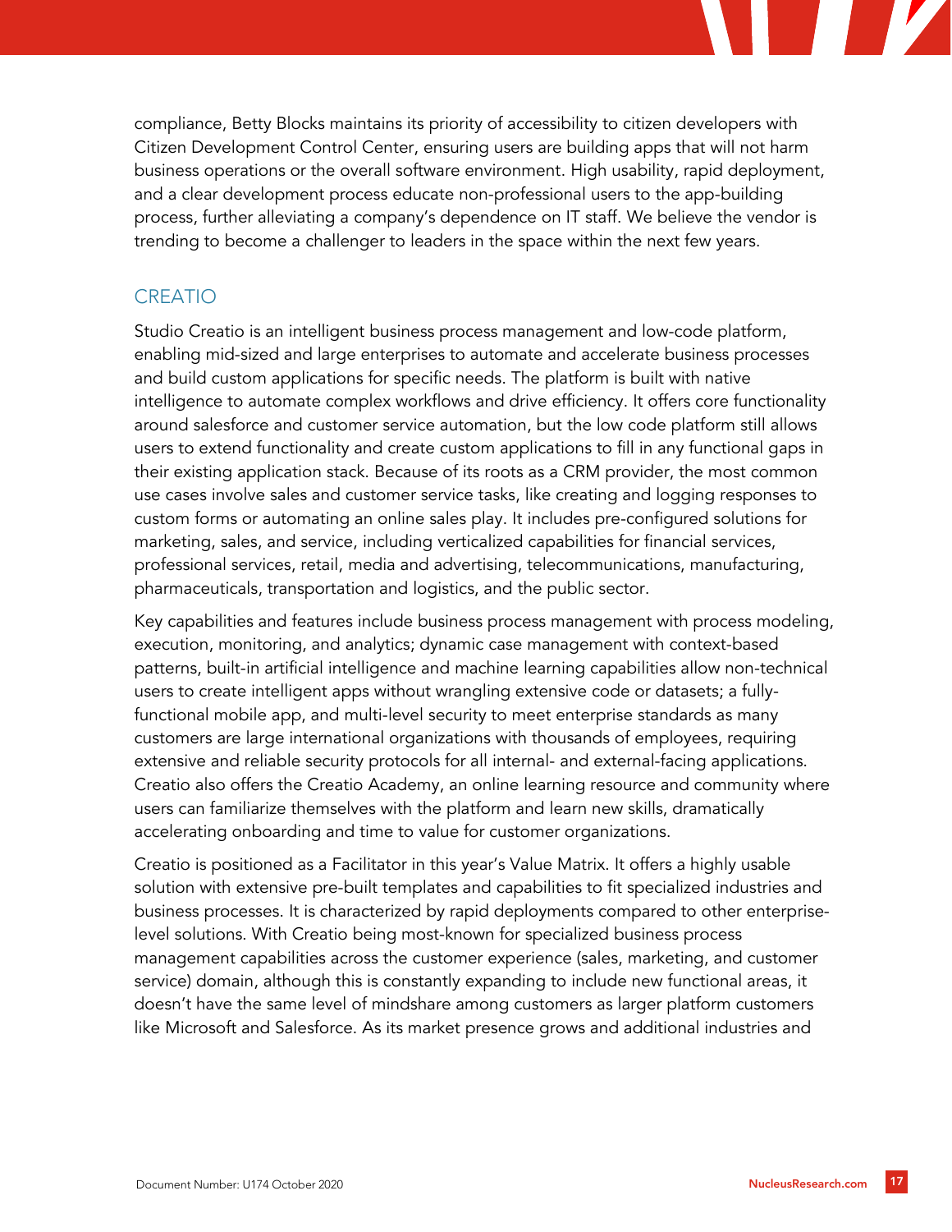compliance, Betty Blocks maintains its priority of accessibility to citizen developers with Citizen Development Control Center, ensuring users are building apps that will not harm business operations or the overall software environment. High usability, rapid deployment, and a clear development process educate non-professional users to the app-building process, further alleviating a company's dependence on IT staff. We believe the vendor is trending to become a challenger to leaders in the space within the next few years.

## CREATIO

Studio Creatio is an intelligent business process management and low-code platform, enabling mid-sized and large enterprises to automate and accelerate business processes and build custom applications for specific needs. The platform is built with native intelligence to automate complex workflows and drive efficiency. It offers core functionality around salesforce and customer service automation, but the low code platform still allows users to extend functionality and create custom applications to fill in any functional gaps in their existing application stack. Because of its roots as a CRM provider, the most common use cases involve sales and customer service tasks, like creating and logging responses to custom forms or automating an online sales play. It includes pre-configured solutions for marketing, sales, and service, including verticalized capabilities for financial services, professional services, retail, media and advertising, telecommunications, manufacturing, pharmaceuticals, transportation and logistics, and the public sector.

Key capabilities and features include business process management with process modeling, execution, monitoring, and analytics; dynamic case management with context-based patterns, built-in artificial intelligence and machine learning capabilities allow non-technical users to create intelligent apps without wrangling extensive code or datasets; a fully-functional mobile app, and multi-level security to meet enterprise standards as many customers are large international organizations with thousands of employees, requiring extensive and reliable security protocols for all internal- and external-facing applications. Creatio also offers the Creatio Academy, an online learning resource and community where users can familiarize themselves with the platform and learn new skills, dramatically accelerating onboarding and time to value for customer organizations.

Creatio is positioned as a Facilitator in this year's Value Matrix. It offers a highly usable solution with extensive pre-built templates and capabilities to fit specialized industries and business processes. It is characterized by rapid deployments compared to other enterprise-level solutions. With Creatio being most-known for specialized business process management capabilities across the customer experience (sales, marketing, and customer service) domain, although this is constantly expanding to include new functional areas, it doesn't have the same level of mindshare among customers as larger platform customers like Microsoft and Salesforce. As its market presence grows and additional industries and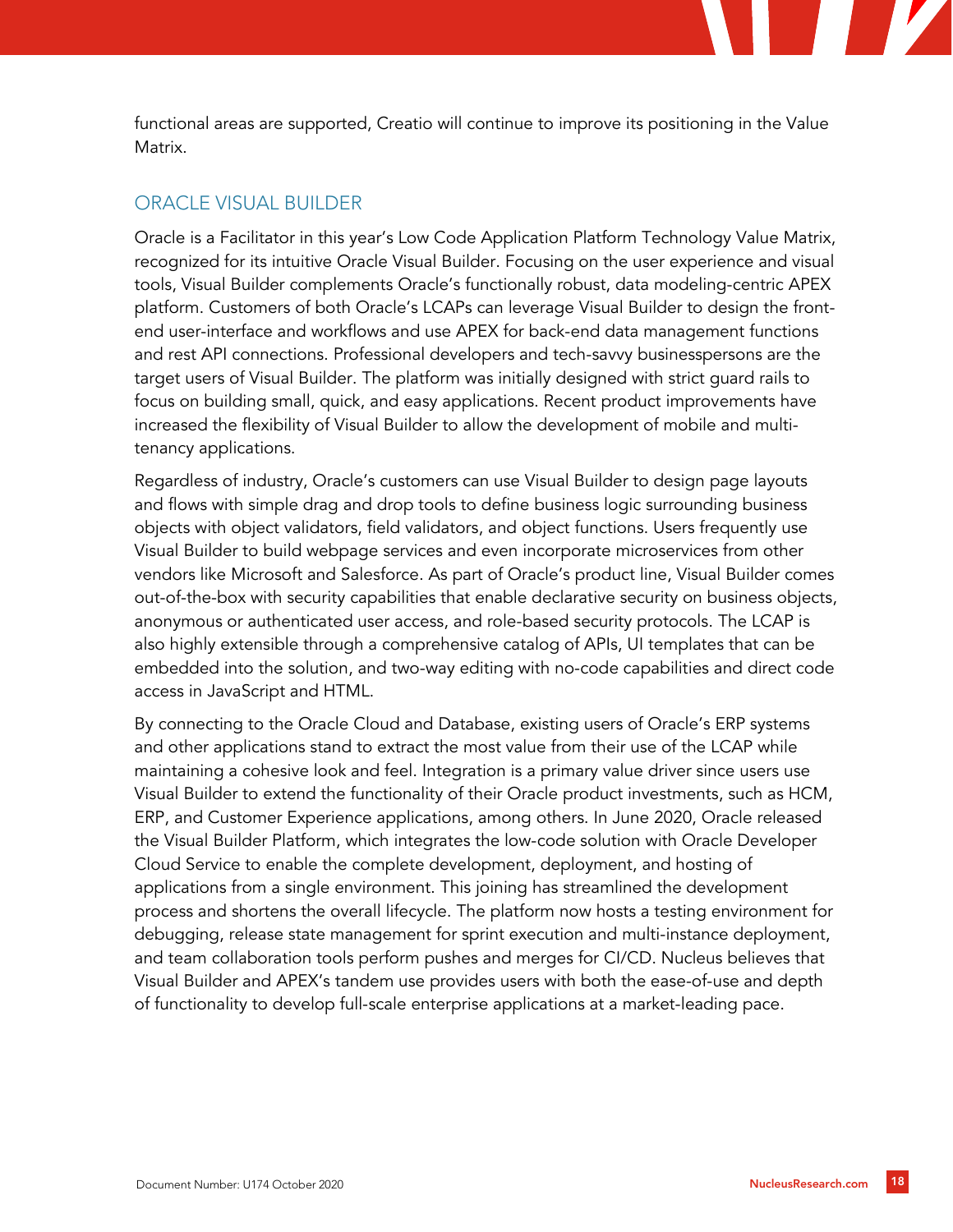functional areas are supported, Creatio will continue to improve its positioning in the Value Matrix.

## ORACLE VISUAL BUILDER

Oracle is a Facilitator in this year's Low Code Application Platform Technology Value Matrix, recognized for its intuitive Oracle Visual Builder. Focusing on the user experience and visual tools, Visual Builder complements Oracle's functionally robust, data modeling-centric APEX platform. Customers of both Oracle's LCAPs can leverage Visual Builder to design the front-end user-interface and workflows and use APEX for back-end data management functions and rest API connections. Professional developers and tech-savvy businesspersons are the target users of Visual Builder. The platform was initially designed with strict guard rails to focus on building small, quick, and easy applications. Recent product improvements have increased the flexibility of Visual Builder to allow the development of mobile and multi-tenancy applications.

Regardless of industry, Oracle's customers can use Visual Builder to design page layouts and flows with simple drag and drop tools to define business logic surrounding business objects with object validators, field validators, and object functions. Users frequently use Visual Builder to build webpage services and even incorporate microservices from other vendors like Microsoft and Salesforce. As part of Oracle's product line, Visual Builder comes out-of-the-box with security capabilities that enable declarative security on business objects, anonymous or authenticated user access, and role-based security protocols. The LCAP is also highly extensible through a comprehensive catalog of APIs, UI templates that can be embedded into the solution, and two-way editing with no-code capabilities and direct code access in JavaScript and HTML.

By connecting to the Oracle Cloud and Database, existing users of Oracle's ERP systems and other applications stand to extract the most value from their use of the LCAP while maintaining a cohesive look and feel. Integration is a primary value driver since users use Visual Builder to extend the functionality of their Oracle product investments, such as HCM, ERP, and Customer Experience applications, among others. In June 2020, Oracle released the Visual Builder Platform, which integrates the low-code solution with Oracle Developer Cloud Service to enable the complete development, deployment, and hosting of applications from a single environment. This joining has streamlined the development process and shortens the overall lifecycle. The platform now hosts a testing environment for debugging, release state management for sprint execution and multi-instance deployment, and team collaboration tools perform pushes and merges for CI/CD. Nucleus believes that Visual Builder and APEX's tandem use provides users with both the ease-of-use and depth of functionality to develop full-scale enterprise applications at a market-leading pace.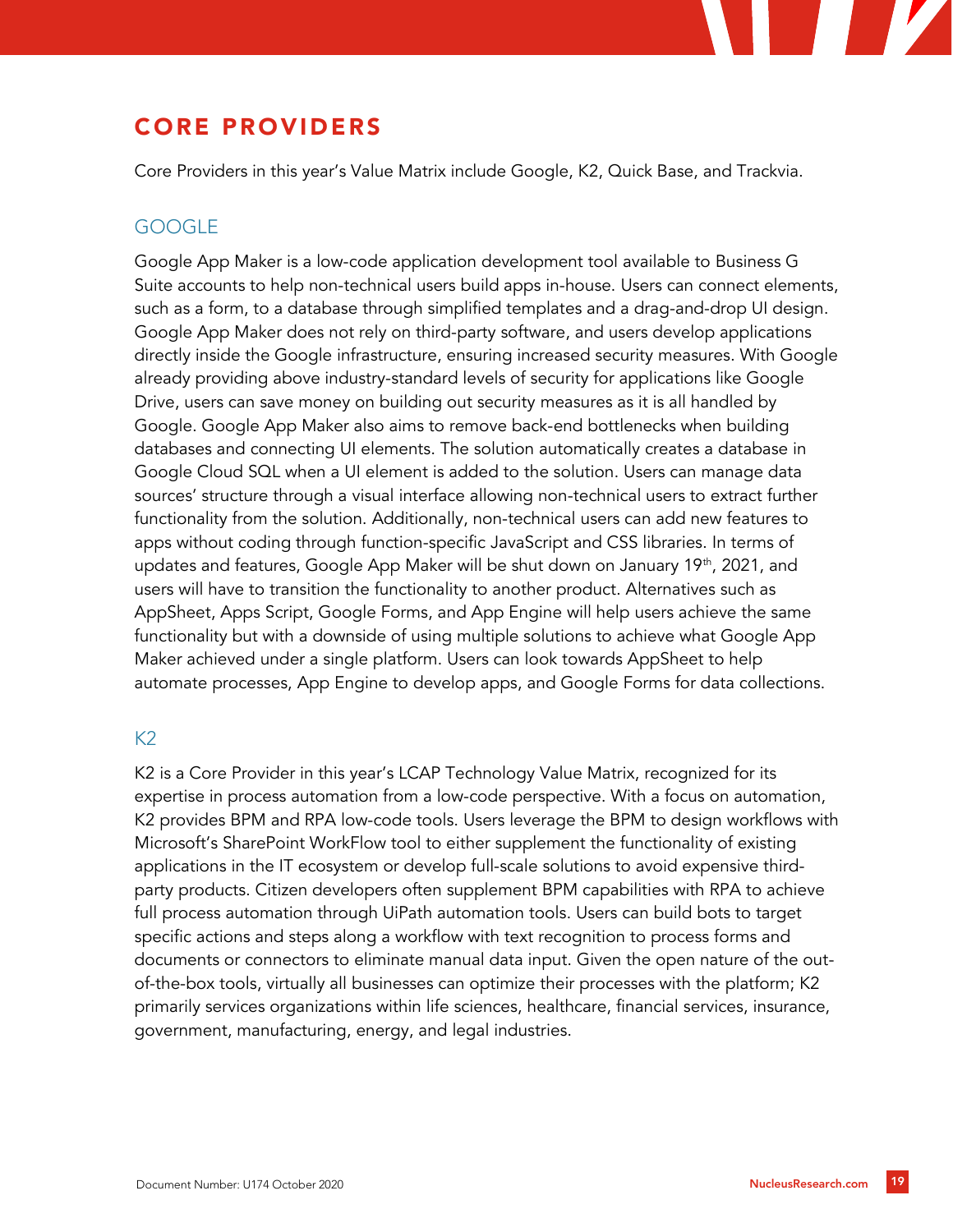## CORE PROVIDERS

Core Providers in this year's Value Matrix include Google, K2, Quick Base, and Trackvia.

### GOOGLE

Google App Maker is a low-code application development tool available to Business G Suite accounts to help non-technical users build apps in-house. Users can connect elements, such as a form, to a database through simplified templates and a drag-and-drop UI design. Google App Maker does not rely on third-party software, and users develop applications directly inside the Google infrastructure, ensuring increased security measures. With Google already providing above industry-standard levels of security for applications like Google Drive, users can save money on building out security measures as it is all handled by Google. Google App Maker also aims to remove back-end bottlenecks when building databases and connecting UI elements. The solution automatically creates a database in Google Cloud SQL when a UI element is added to the solution. Users can manage data sources' structure through a visual interface allowing non-technical users to extract further functionality from the solution. Additionally, non-technical users can add new features to apps without coding through function-specific JavaScript and CSS libraries. In terms of updates and features, Google App Maker will be shut down on January 19th, 2021, and users will have to transition the functionality to another product. Alternatives such as AppSheet, Apps Script, Google Forms, and App Engine will help users achieve the same functionality but with a downside of using multiple solutions to achieve what Google App Maker achieved under a single platform. Users can look towards AppSheet to help automate processes, App Engine to develop apps, and Google Forms for data collections.

### K2

K2 is a Core Provider in this year's LCAP Technology Value Matrix, recognized for its expertise in process automation from a low-code perspective. With a focus on automation, K2 provides BPM and RPA low-code tools. Users leverage the BPM to design workflows with Microsoft's SharePoint WorkFlow tool to either supplement the functionality of existing applications in the IT ecosystem or develop full-scale solutions to avoid expensive third-party products. Citizen developers often supplement BPM capabilities with RPA to achieve full process automation through UiPath automation tools. Users can build bots to target specific actions and steps along a workflow with text recognition to process forms and documents or connectors to eliminate manual data input. Given the open nature of the out-of-the-box tools, virtually all businesses can optimize their processes with the platform; K2 primarily services organizations within life sciences, healthcare, financial services, insurance, government, manufacturing, energy, and legal industries.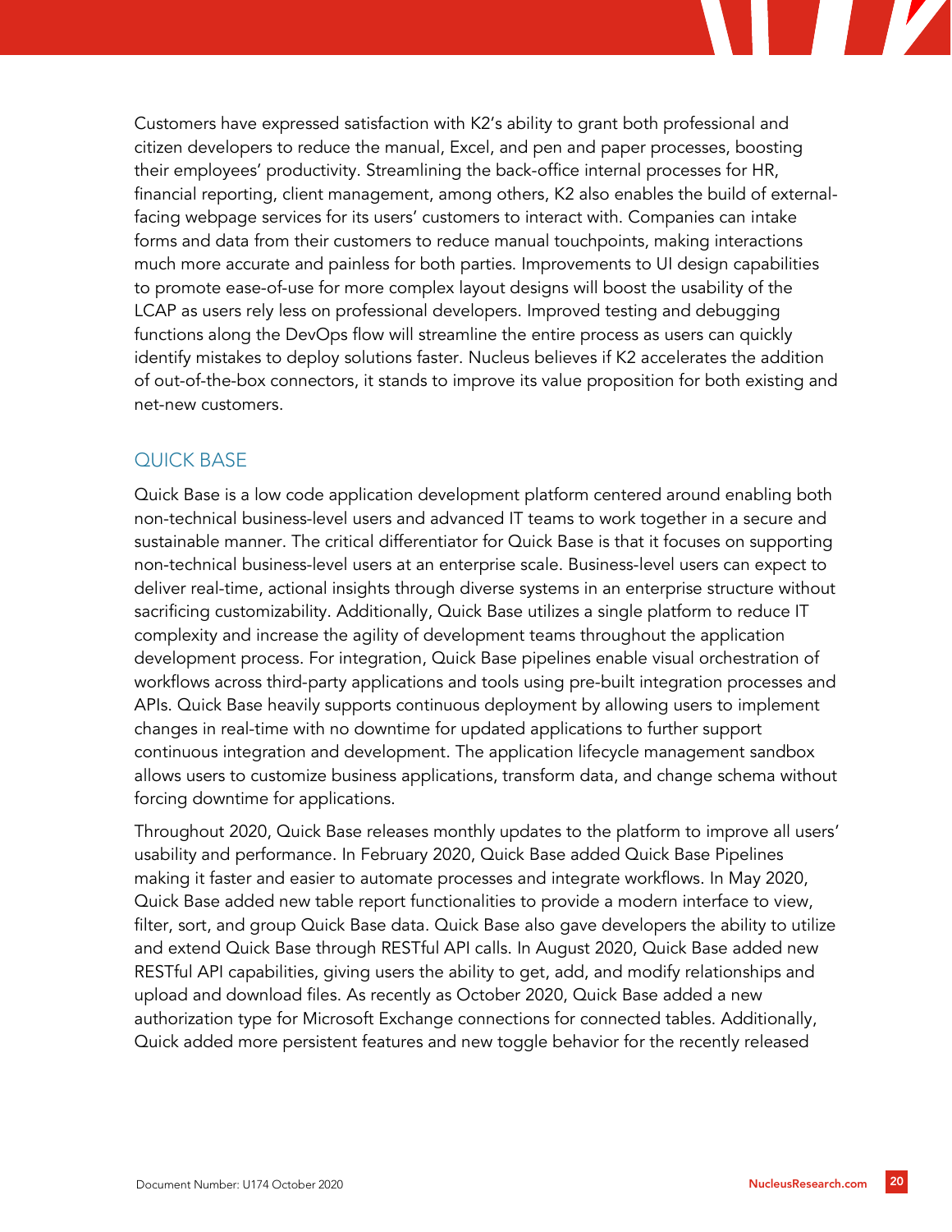Customers have expressed satisfaction with K2's ability to grant both professional and citizen developers to reduce the manual, Excel, and pen and paper processes, boosting their employees' productivity. Streamlining the back-office internal processes for HR, financial reporting, client management, among others, K2 also enables the build of external-facing webpage services for its users' customers to interact with. Companies can intake forms and data from their customers to reduce manual touchpoints, making interactions much more accurate and painless for both parties. Improvements to UI design capabilities to promote ease-of-use for more complex layout designs will boost the usability of the LCAP as users rely less on professional developers. Improved testing and debugging functions along the DevOps flow will streamline the entire process as users can quickly identify mistakes to deploy solutions faster. Nucleus believes if K2 accelerates the addition of out-of-the-box connectors, it stands to improve its value proposition for both existing and net-new customers.

## QUICK BASE

Quick Base is a low code application development platform centered around enabling both non-technical business-level users and advanced IT teams to work together in a secure and sustainable manner. The critical differentiator for Quick Base is that it focuses on supporting non-technical business-level users at an enterprise scale. Business-level users can expect to deliver real-time, actional insights through diverse systems in an enterprise structure without sacrificing customizability. Additionally, Quick Base utilizes a single platform to reduce IT complexity and increase the agility of development teams throughout the application development process. For integration, Quick Base pipelines enable visual orchestration of workflows across third-party applications and tools using pre-built integration processes and APIs. Quick Base heavily supports continuous deployment by allowing users to implement changes in real-time with no downtime for updated applications to further support continuous integration and development. The application lifecycle management sandbox allows users to customize business applications, transform data, and change schema without forcing downtime for applications.

Throughout 2020, Quick Base releases monthly updates to the platform to improve all users' usability and performance. In February 2020, Quick Base added Quick Base Pipelines making it faster and easier to automate processes and integrate workflows. In May 2020, Quick Base added new table report functionalities to provide a modern interface to view, filter, sort, and group Quick Base data. Quick Base also gave developers the ability to utilize and extend Quick Base through RESTful API calls. In August 2020, Quick Base added new RESTful API capabilities, giving users the ability to get, add, and modify relationships and upload and download files. As recently as October 2020, Quick Base added a new authorization type for Microsoft Exchange connections for connected tables. Additionally, Quick added more persistent features and new toggle behavior for the recently released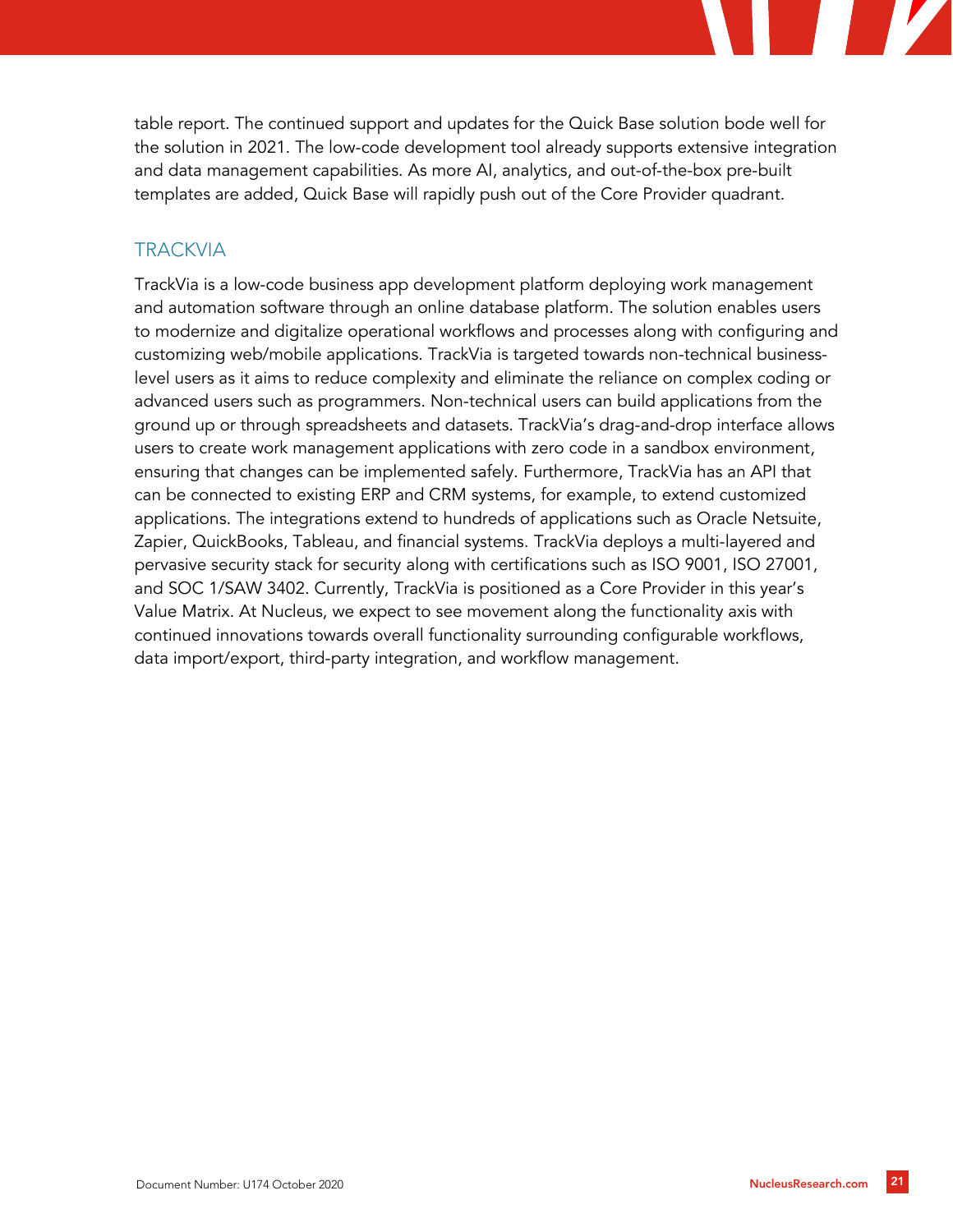table report. The continued support and updates for the Quick Base solution bode well for the solution in 2021. The low-code development tool already supports extensive integration and data management capabilities. As more AI, analytics, and out-of-the-box pre-built templates are added, Quick Base will rapidly push out of the Core Provider quadrant.

## TRACKVIA

TrackVia is a low-code business app development platform deploying work management and automation software through an online database platform. The solution enables users to modernize and digitalize operational workflows and processes along with configuring and customizing web/mobile applications. TrackVia is targeted towards non-technical business-level users as it aims to reduce complexity and eliminate the reliance on complex coding or advanced users such as programmers. Non-technical users can build applications from the ground up or through spreadsheets and datasets. TrackVia's drag-and-drop interface allows users to create work management applications with zero code in a sandbox environment, ensuring that changes can be implemented safely. Furthermore, TrackVia has an API that can be connected to existing ERP and CRM systems, for example, to extend customized applications. The integrations extend to hundreds of applications such as Oracle Netsuite, Zapier, QuickBooks, Tableau, and financial systems. TrackVia deploys a multi-layered and pervasive security stack for security along with certifications such as ISO 9001, ISO 27001, and SOC 1/SAW 3402. Currently, TrackVia is positioned as a Core Provider in this year's Value Matrix. At Nucleus, we expect to see movement along the functionality axis with continued innovations towards overall functionality surrounding configurable workflows, data import/export, third-party integration, and workflow management.